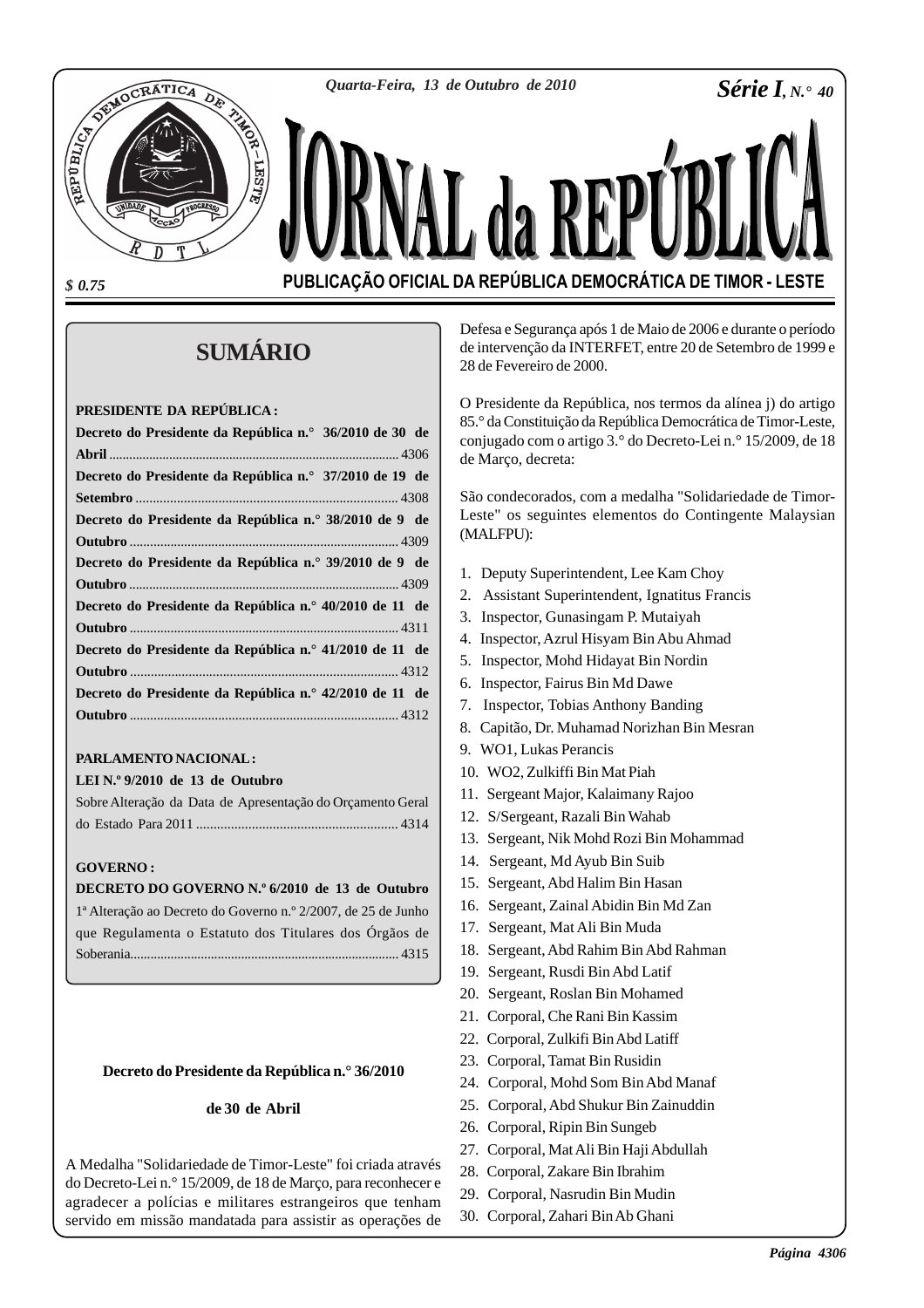Quarta-Feira, 13 de Outubro de 2010

**Série I, N.° 40**

# JORNAL da REPÚBLICA

$ 0.75

**PUBLICAÇÃO OFICIAL DA REPÚBLICA DEMOCRÁTICA DE TIMOR - LESTE**

## SUMÁRIO

**PRESIDENTE DA REPÚBLICA :**

**Decreto do Presidente da República n.° 36/2010 de 30 de Abril** ..................... 4306

**Decreto do Presidente da República n.° 37/2010 de 19 de Setembro** ..................... 4308

**Decreto do Presidente da República n.° 38/2010 de 9 de Outubro** ..................... 4309

**Decreto do Presidente da República n.° 39/2010 de 9 de Outubro** ..................... 4309

**Decreto do Presidente da República n.° 40/2010 de 11 de Outubro** ..................... 4311

**Decreto do Presidente da República n.° 41/2010 de 11 de Outubro** ..................... 4312

**Decreto do Presidente da República n.° 42/2010 de 11 de Outubro** ..................... 4312

**PARLAMENTO NACIONAL :**

**LEI N.º 9/2010 de 13 de Outubro**

Sobre Alteração da Data de Apresentação do Orçamento Geral do Estado Para 2011 ..................... 4314

**GOVERNO :**

**DECRETO DO GOVERNO N.º 6/2010 de 13 de Outubro**

1ª Alteração ao Decreto do Governo n.º 2/2007, de 25 de Junho que Regulamenta o Estatuto dos Titulares dos Órgãos de Soberania..................... 4315

### Decreto do Presidente da República n.° 36/2010

### de 30 de Abril

A Medalha "Solidariedade de Timor-Leste" foi criada através do Decreto-Lei n.° 15/2009, de 18 de Março, para reconhecer e agradecer a polícias e militares estrangeiros que tenham servido em missão mandatada para assistir as operações de Defesa e Segurança após 1 de Maio de 2006 e durante o período de intervenção da INTERFET, entre 20 de Setembro de 1999 e 28 de Fevereiro de 2000.

O Presidente da República, nos termos da alínea j) do artigo 85.° da Constituição da República Democrática de Timor-Leste, conjugado com o artigo 3.° do Decreto-Lei n.° 15/2009, de 18 de Março, decreta:

São condecorados, com a medalha "Solidariedade de Timor-Leste" os seguintes elementos do Contingente Malaysian (MALFPU):

1. Deputy Superintendent, Lee Kam Choy
2. Assistant Superintendent, Ignatitus Francis
3. Inspector, Gunasingam P. Mutaiyah
4. Inspector, Azrul Hisyam Bin Abu Ahmad
5. Inspector, Mohd Hidayat Bin Nordin
6. Inspector, Fairus Bin Md Dawe
7. Inspector, Tobias Anthony Banding
8. Capitão, Dr. Muhamad Norizhan Bin Mesran
9. WO1, Lukas Perancis
10. WO2, Zulkiffi Bin Mat Piah
11. Sergeant Major, Kalaimany Rajoo
12. S/Sergeant, Razali Bin Wahab
13. Sergeant, Nik Mohd Rozi Bin Mohammad
14. Sergeant, Md Ayub Bin Suib
15. Sergeant, Abd Halim Bin Hasan
16. Sergeant, Zainal Abidin Bin Md Zan
17. Sergeant, Mat Ali Bin Muda
18. Sergeant, Abd Rahim Bin Abd Rahman
19. Sergeant, Rusdi Bin Abd Latif
20. Sergeant, Roslan Bin Mohamed
21. Corporal, Che Rani Bin Kassim
22. Corporal, Zulkifi Bin Abd Latiff
23. Corporal, Tamat Bin Rusidin
24. Corporal, Mohd Som Bin Abd Manaf
25. Corporal, Abd Shukur Bin Zainuddin
26. Corporal, Ripin Bin Sungeb
27. Corporal, Mat Ali Bin Haji Abdullah
28. Corporal, Zakare Bin Ibrahim
29. Corporal, Nasrudin Bin Mudin
30. Corporal, Zahari Bin Ab Ghani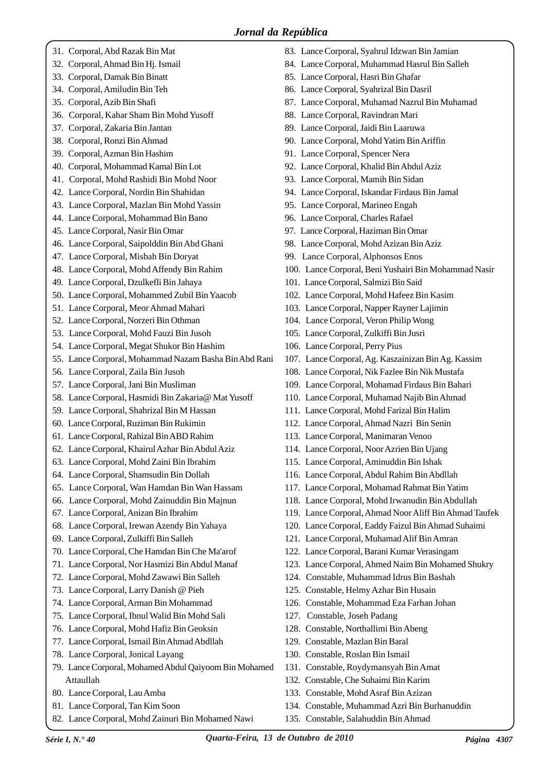31. Corporal, Abd Razak Bin Mat
32. Corporal, Ahmad Bin Hj. Ismail
33. Corporal, Damak Bin Binatt
34. Corporal, Amiludin Bin Teh
35. Corporal, Azib Bin Shafi
36. Corporal, Kahar Sham Bin Mohd Yusoff
37. Corporal, Zakaria Bin Jantan
38. Corporal, Ronzi Bin Ahmad
39. Corporal, Azman Bin Hashim
40. Corporal, Mohammad Kamal Bin Lot
41. Corporal, Mohd Rashidi Bin Mohd Noor
42. Lance Corporal, Nordin Bin Shahidan
43. Lance Corporal, Mazlan Bin Mohd Yassin
44. Lance Corporal, Mohammad Bin Bano
45. Lance Corporal, Nasir Bin Omar
46. Lance Corporal, Saipolddin Bin Abd Ghani
47. Lance Corporal, Misbah Bin Doryat
48. Lance Corporal, Mohd Affendy Bin Rahim
49. Lance Corporal, Dzulkefli Bin Jahaya
50. Lance Corporal, Mohammed Zubil Bin Yaacob
51. Lance Corporal, Meor Ahmad Mahari
52. Lance Corporal, Norzeri Bin Othman
53. Lance Corporal, Mohd Fauzi Bin Jusoh
54. Lance Corporal, Megat Shukor Bin Hashim
55. Lance Corporal, Mohammad Nazam Basha Bin Abd Rani
56. Lance Corporal, Zaila Bin Jusoh
57. Lance Corporal, Jani Bin Musliman
58. Lance Corporal, Hasmidi Bin Zakaria@ Mat Yusoff
59. Lance Corporal, Shahrizal Bin M Hassan
60. Lance Corporal, Ruziman Bin Rukimin
61. Lance Corporal, Rahizal Bin ABD Rahim
62. Lance Corporal, Khairul Azhar Bin Abdul Aziz
63. Lance Corporal, Mohd Zaini Bin Ibrahim
64. Lance Corporal, Shamsudin Bin Dollah
65. Lance Corporal, Wan Hamdan Bin Wan Hassam
66. Lance Corporal, Mohd Zainuddin Bin Majnun
67. Lance Corporal, Anizan Bin Ibrahim
68. Lance Corporal, Irewan Azendy Bin Yahaya
69. Lance Corporal, Zulkiffi Bin Salleh
70. Lance Corporal, Che Hamdan Bin Che Ma'arof
71. Lance Corporal, Nor Hasmizi Bin Abdul Manaf
72. Lance Corporal, Mohd Zawawi Bin Salleh
73. Lance Corporal, Larry Danish @ Pieh
74. Lance Corporal, Arman Bin Mohammad
75. Lance Corporal, Ibnul Walid Bin Mohd Sali
76. Lance Corporal, Mohd Hafiz Bin Geoksin
77. Lance Corporal, Ismail Bin Ahmad Abdllah
78. Lance Corporal, Jonical Layang
79. Lance Corporal, Mohamed Abdul Qaiyoom Bin Mohamed Attaullah
80. Lance Corporal, Lau Amba
81. Lance Corporal, Tan Kim Soon
82. Lance Corporal, Mohd Zainuri Bin Mohamed Nawi
83. Lance Corporal, Syahrul Idzwan Bin Jamian
84. Lance Corporal, Muhammad Hasrul Bin Salleh
85. Lance Corporal, Hasri Bin Ghafar
86. Lance Corporal, Syahrizal Bin Dasril
87. Lance Corporal, Muhamad Nazrul Bin Muhamad
88. Lance Corporal, Ravindran Mari
89. Lance Corporal, Jaidi Bin Laaruwa
90. Lance Corporal, Mohd Yatim Bin Ariffin
91. Lance Corporal, Spencer Nera
92. Lance Corporal, Khalid Bin Abdul Aziz
93. Lance Corporal, Mamih Bin Sidan
94. Lance Corporal, Iskandar Firdaus Bin Jamal
95. Lance Corporal, Marineo Engah
96. Lance Corporal, Charles Rafael
97. Lance Corporal, Haziman Bin Omar
98. Lance Corporal, Mohd Azizan Bin Aziz
99. Lance Corporal, Alphonsos Enos
100. Lance Corporal, Beni Yushairi Bin Mohammad Nasir
101. Lance Corporal, Salmizi Bin Said
102. Lance Corporal, Mohd Hafeez Bin Kasim
103. Lance Corporal, Napper Rayner Lajimin
104. Lance Corporal, Veron Philip Wong
105. Lance Corporal, Zulkiffi Bin Jusri
106. Lance Corporal, Perry Pius
107. Lance Corporal, Ag. Kaszainizan Bin Ag. Kassim
108. Lance Corporal, Nik Fazlee Bin Nik Mustafa
109. Lance Corporal, Mohamad Firdaus Bin Bahari
110. Lance Corporal, Muhamad Najib Bin Ahmad
111. Lance Corporal, Mohd Farizal Bin Halim
112. Lance Corporal, Ahmad Nazri Bin Senin
113. Lance Corporal, Manimaran Venoo
114. Lance Corporal, Noor Azrien Bin Ujang
115. Lance Corporal, Aminuddin Bin Ishak
116. Lance Corporal, Abdul Rahim Bin Abdllah
117. Lance Corporal, Mohamad Rahmat Bin Yatim
118. Lance Corporal, Mohd Irwanudin Bin Abdullah
119. Lance Corporal, Ahmad Noor Aliff Bin Ahmad Taufek
120. Lance Corporal, Eaddy Faizul Bin Ahmad Suhaimi
121. Lance Corporal, Muhamad Alif Bin Amran
122. Lance Corporal, Barani Kumar Verasingam
123. Lance Corporal, Ahmed Naim Bin Mohamed Shukry
124. Constable, Muhammad Idrus Bin Bashah
125. Constable, Helmy Azhar Bin Husain
126. Constable, Mohammad Eza Farhan Johan
127. Constable, Joseh Padang
128. Constable, Northallimi Bin Abeng
129. Constable, Mazlan Bin Baral
130. Constable, Roslan Bin Ismail
131. Constable, Roydymansyah Bin Amat
132. Constable, Che Suhaimi Bin Karim
133. Constable, Mohd Asraf Bin Azizan
134. Constable, Muhammad Azri Bin Burhanuddin
135. Constable, Salahuddin Bin Ahmad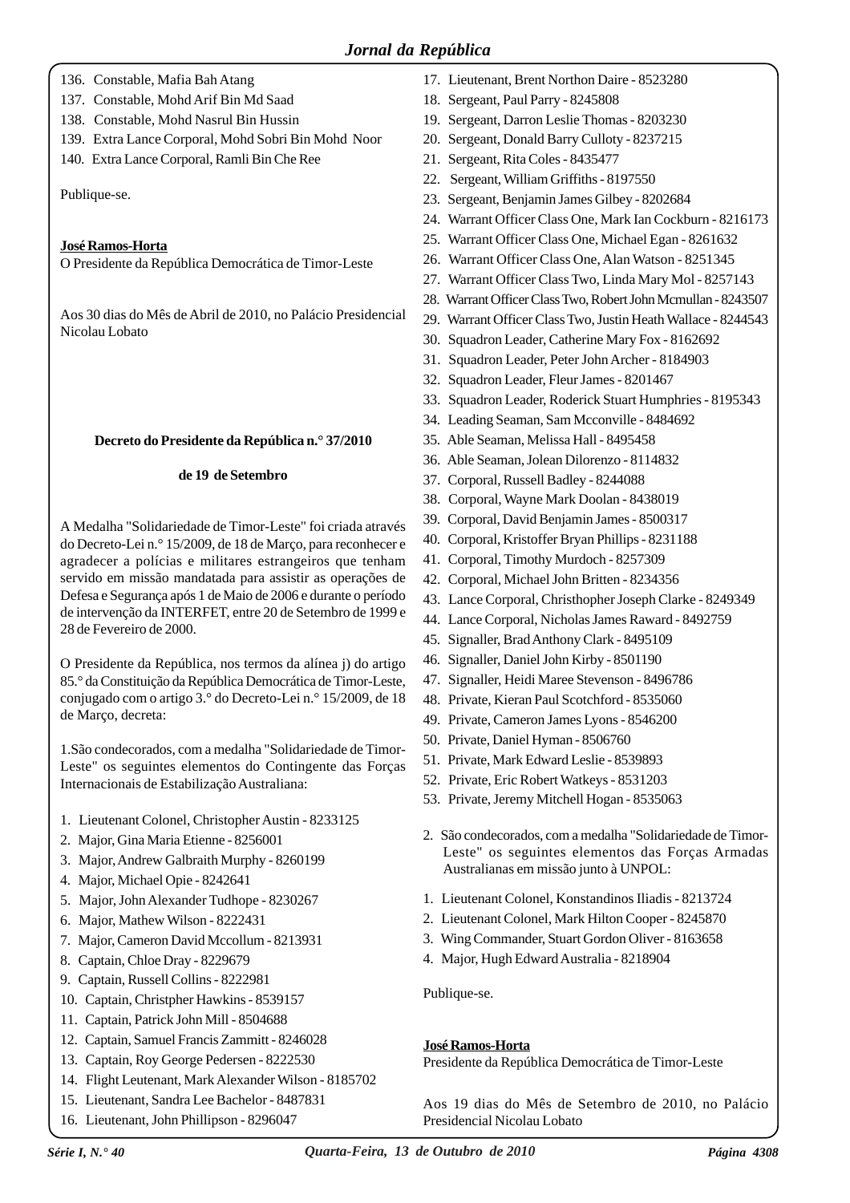136. Constable, Mafia Bah Atang
137. Constable, Mohd Arif Bin Md Saad
138. Constable, Mohd Nasrul Bin Hussin
139. Extra Lance Corporal, Mohd Sobri Bin Mohd Noor
140. Extra Lance Corporal, Ramli Bin Che Ree

Publique-se.

**José Ramos-Horta**
O Presidente da República Democrática de Timor-Leste

Aos 30 dias do Mês de Abril de 2010, no Palácio Presidencial Nicolau Lobato

### Decreto do Presidente da República n.° 37/2010

### de 19 de Setembro

A Medalha "Solidariedade de Timor-Leste" foi criada através do Decreto-Lei n.° 15/2009, de 18 de Março, para reconhecer e agradecer a polícias e militares estrangeiros que tenham servido em missão mandatada para assistir as operações de Defesa e Segurança após 1 de Maio de 2006 e durante o período de intervenção da INTERFET, entre 20 de Setembro de 1999 e 28 de Fevereiro de 2000.

O Presidente da República, nos termos da alínea j) do artigo 85.° da Constituição da República Democrática de Timor-Leste, conjugado com o artigo 3.° do Decreto-Lei n.° 15/2009, de 18 de Março, decreta:

1.São condecorados, com a medalha "Solidariedade de Timor-Leste" os seguintes elementos do Contingente das Forças Internacionais de Estabilização Australiana:

1. Lieutenant Colonel, Christopher Austin - 8233125
2. Major, Gina Maria Etienne - 8256001
3. Major, Andrew Galbraith Murphy - 8260199
4. Major, Michael Opie - 8242641
5. Major, John Alexander Tudhope - 8230267
6. Major, Mathew Wilson - 8222431
7. Major, Cameron David Mccollum - 8213931
8. Captain, Chloe Dray - 8229679
9. Captain, Russell Collins - 8222981
10. Captain, Christpher Hawkins - 8539157
11. Captain, Patrick John Mill - 8504688
12. Captain, Samuel Francis Zammitt - 8246028
13. Captain, Roy George Pedersen - 8222530
14. Flight Leutenant, Mark Alexander Wilson - 8185702
15. Lieutenant, Sandra Lee Bachelor - 8487831
16. Lieutenant, John Phillipson - 8296047
17. Lieutenant, Brent Northon Daire - 8523280
18. Sergeant, Paul Parry - 8245808
19. Sergeant, Darron Leslie Thomas - 8203230
20. Sergeant, Donald Barry Culloty - 8237215
21. Sergeant, Rita Coles - 8435477
22. Sergeant, William Griffiths - 8197550
23. Sergeant, Benjamin James Gilbey - 8202684
24. Warrant Officer Class One, Mark Ian Cockburn - 8216173
25. Warrant Officer Class One, Michael Egan - 8261632
26. Warrant Officer Class One, Alan Watson - 8251345
27. Warrant Officer Class Two, Linda Mary Mol - 8257143
28. Warrant Officer Class Two, Robert John Mcmullan - 8243507
29. Warrant Officer Class Two, Justin Heath Wallace - 8244543
30. Squadron Leader, Catherine Mary Fox - 8162692
31. Squadron Leader, Peter John Archer - 8184903
32. Squadron Leader, Fleur James - 8201467
33. Squadron Leader, Roderick Stuart Humphries - 8195343
34. Leading Seaman, Sam Mcconville - 8484692
35. Able Seaman, Melissa Hall - 8495458
36. Able Seaman, Jolean Dilorenzo - 8114832
37. Corporal, Russell Badley - 8244088
38. Corporal, Wayne Mark Doolan - 8438019
39. Corporal, David Benjamin James - 8500317
40. Corporal, Kristoffer Bryan Phillips - 8231188
41. Corporal, Timothy Murdoch - 8257309
42. Corporal, Michael John Britten - 8234356
43. Lance Corporal, Christhopher Joseph Clarke - 8249349
44. Lance Corporal, Nicholas James Raward - 8492759
45. Signaller, Brad Anthony Clark - 8495109
46. Signaller, Daniel John Kirby - 8501190
47. Signaller, Heidi Maree Stevenson - 8496786
48. Private, Kieran Paul Scotchford - 8535060
49. Private, Cameron James Lyons - 8546200
50. Private, Daniel Hyman - 8506760
51. Private, Mark Edward Leslie - 8539893
52. Private, Eric Robert Watkeys - 8531203
53. Private, Jeremy Mitchell Hogan - 8535063

2. São condecorados, com a medalha "Solidariedade de Timor-Leste" os seguintes elementos das Forças Armadas Australianas em missão junto à UNPOL:

1. Lieutenant Colonel, Konstandinos Iliadis - 8213724
2. Lieutenant Colonel, Mark Hilton Cooper - 8245870
3. Wing Commander, Stuart Gordon Oliver - 8163658
4. Major, Hugh Edward Australia - 8218904

Publique-se.

**José Ramos-Horta**
Presidente da República Democrática de Timor-Leste

Aos 19 dias do Mês de Setembro de 2010, no Palácio Presidencial Nicolau Lobato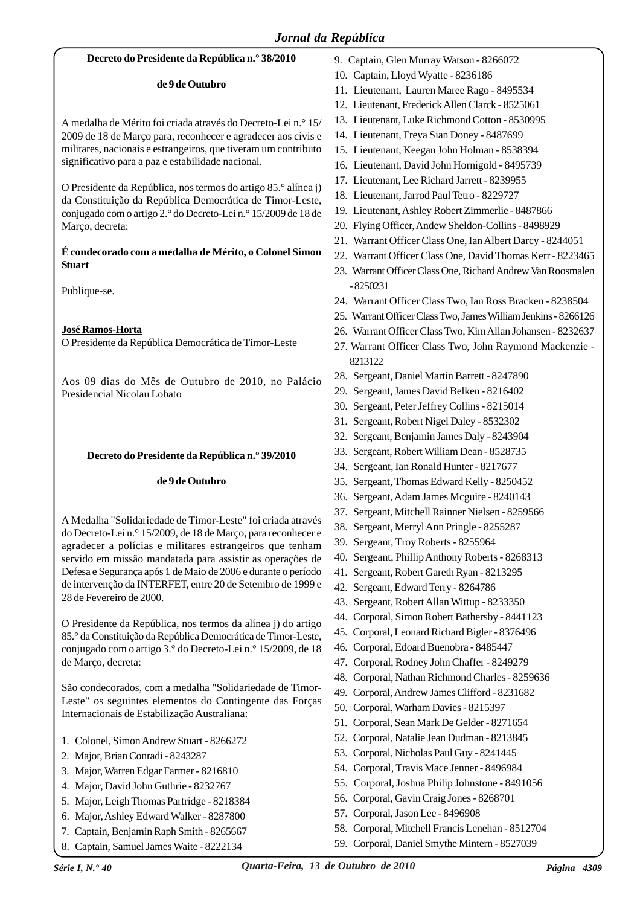**Decreto do Presidente da República n.° 38/2010**

**de 9 de Outubro**

A medalha de Mérito foi criada através do Decreto-Lei n.° 15/2009 de 18 de Março para, reconhecer e agradecer aos civis e militares, nacionais e estrangeiros, que tiveram um contributo significativo para a paz e estabilidade nacional.

O Presidente da República, nos termos do artigo 85.° alínea j) da Constituição da República Democrática de Timor-Leste, conjugado com o artigo 2.° do Decreto-Lei n.° 15/2009 de 18 de Março, decreta:

**É condecorado com a medalha de Mérito, o Colonel Simon Stuart**

Publique-se.

**José Ramos-Horta**
O Presidente da República Democrática de Timor-Leste

Aos 09 dias do Mês de Outubro de 2010, no Palácio Presidencial Nicolau Lobato

**Decreto do Presidente da República n.° 39/2010**

**de 9 de Outubro**

A Medalha "Solidariedade de Timor-Leste" foi criada através do Decreto-Lei n.° 15/2009, de 18 de Março, para reconhecer e agradecer a polícias e militares estrangeiros que tenham servido em missão mandatada para assistir as operações de Defesa e Segurança após 1 de Maio de 2006 e durante o período de intervenção da INTERFET, entre 20 de Setembro de 1999 e 28 de Fevereiro de 2000.

O Presidente da República, nos termos da alínea j) do artigo 85.° da Constituição da República Democrática de Timor-Leste, conjugado com o artigo 3.° do Decreto-Lei n.° 15/2009, de 18 de Março, decreta:

São condecorados, com a medalha "Solidariedade de Timor-Leste" os seguintes elementos do Contingente das Forças Internacionais de Estabilização Australiana:

1. Colonel, Simon Andrew Stuart - 8266272
2. Major, Brian Conradi - 8243287
3. Major, Warren Edgar Farmer - 8216810
4. Major, David John Guthrie - 8232767
5. Major, Leigh Thomas Partridge - 8218384
6. Major, Ashley Edward Walker - 8287800
7. Captain, Benjamin Raph Smith - 8265667
8. Captain, Samuel James Waite - 8222134
9. Captain, Glen Murray Watson - 8266072
10. Captain, Lloyd Wyatte - 8236186
11. Lieutenant, Lauren Maree Rago - 8495534
12. Lieutenant, Frederick Allen Clarck - 8525061
13. Lieutenant, Luke Richmond Cotton - 8530995
14. Lieutenant, Freya Sian Doney - 8487699
15. Lieutenant, Keegan John Holman - 8538394
16. Lieutenant, David John Hornigold - 8495739
17. Lieutenant, Lee Richard Jarrett - 8239955
18. Lieutenant, Jarrod Paul Tetro - 8229727
19. Lieutenant, Ashley Robert Zimmerlie - 8487866
20. Flying Officer, Andew Sheldon-Collins - 8498929
21. Warrant Officer Class One, Ian Albert Darcy - 8244051
22. Warrant Officer Class One, David Thomas Kerr - 8223465
23. Warrant Officer Class One, Richard Andrew Van Roosmalen - 8250231
24. Warrant Officer Class Two, Ian Ross Bracken - 8238504
25. Warrant Officer Class Two, James William Jenkins - 8266126
26. Warrant Officer Class Two, Kim Allan Johansen - 8232637
27. Warrant Officer Class Two, John Raymond Mackenzie - 8213122
28. Sergeant, Daniel Martin Barrett - 8247890
29. Sergeant, James David Belken - 8216402
30. Sergeant, Peter Jeffrey Collins - 8215014
31. Sergeant, Robert Nigel Daley - 8532302
32. Sergeant, Benjamin James Daly - 8243904
33. Sergeant, Robert William Dean - 8528735
34. Sergeant, Ian Ronald Hunter - 8217677
35. Sergeant, Thomas Edward Kelly - 8250452
36. Sergeant, Adam James Mcguire - 8240143
37. Sergeant, Mitchell Rainner Nielsen - 8259566
38. Sergeant, Merryl Ann Pringle - 8255287
39. Sergeant, Troy Roberts - 8255964
40. Sergeant, Phillip Anthony Roberts - 8268313
41. Sergeant, Robert Gareth Ryan - 8213295
42. Sergeant, Edward Terry - 8264786
43. Sergeant, Robert Allan Wittup - 8233350
44. Corporal, Simon Robert Bathersby - 8441123
45. Corporal, Leonard Richard Bigler - 8376496
46. Corporal, Edoard Buenobra - 8485447
47. Corporal, Rodney John Chaffer - 8249279
48. Corporal, Nathan Richmond Charles - 8259636
49. Corporal, Andrew James Clifford - 8231682
50. Corporal, Warham Davies - 8215397
51. Corporal, Sean Mark De Gelder - 8271654
52. Corporal, Natalie Jean Dudman - 8213845
53. Corporal, Nicholas Paul Guy - 8241445
54. Corporal, Travis Mace Jenner - 8496984
55. Corporal, Joshua Philip Johnstone - 8491056
56. Corporal, Gavin Craig Jones - 8268701
57. Corporal, Jason Lee - 8496908
58. Corporal, Mitchell Francis Lenehan - 8512704
59. Corporal, Daniel Smythe Mintern - 8527039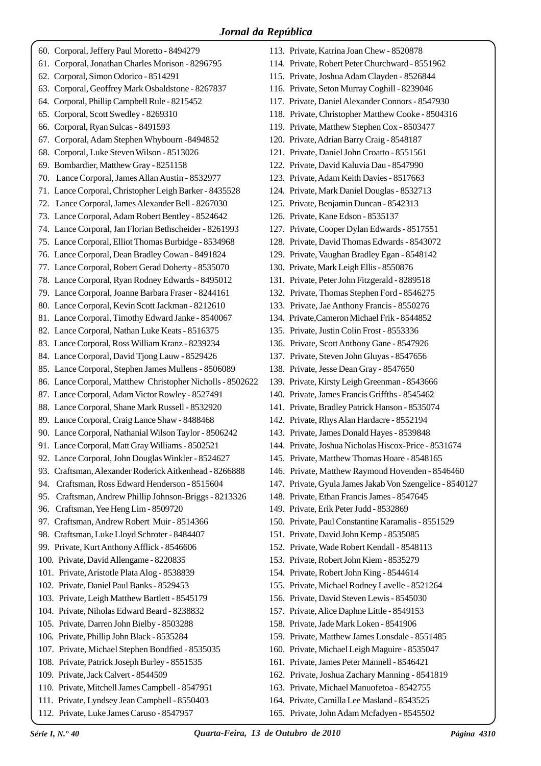60. Corporal, Jeffery Paul Moretto - 8494279
61. Corporal, Jonathan Charles Morison - 8296795
62. Corporal, Simon Odorico - 8514291
63. Corporal, Geoffrey Mark Osbaldstone - 8267837
64. Corporal, Phillip Campbell Rule - 8215452
65. Corporal, Scott Swedley - 8269310
66. Corporal, Ryan Sulcas - 8491593
67. Corporal, Adam Stephen Whybourn -8494852
68. Corporal, Luke Steven Wilson - 8513026
69. Bombardier, Matthew Gray - 8251158
70. Lance Corporal, James Allan Austin - 8532977
71. Lance Corporal, Christopher Leigh Barker - 8435528
72. Lance Corporal, James Alexander Bell - 8267030
73. Lance Corporal, Adam Robert Bentley - 8524642
74. Lance Corporal, Jan Florian Bethscheider - 8261993
75. Lance Corporal, Elliot Thomas Burbidge - 8534968
76. Lance Corporal, Dean Bradley Cowan - 8491824
77. Lance Corporal, Robert Gerad Doherty - 8535070
78. Lance Corporal, Ryan Rodney Edwards - 8495012
79. Lance Corporal, Joanne Barbara Fraser - 8244161
80. Lance Corporal, Kevin Scott Jackman - 8212610
81. Lance Corporal, Timothy Edward Janke - 8540067
82. Lance Corporal, Nathan Luke Keats - 8516375
83. Lance Corporal, Ross William Kranz - 8239234
84. Lance Corporal, David Tjong Lauw - 8529426
85. Lance Corporal, Stephen James Mullens - 8506089
86. Lance Corporal, Matthew Christopher Nicholls - 8502622
87. Lance Corporal, Adam Victor Rowley - 8527491
88. Lance Corporal, Shane Mark Russell - 8532920
89. Lance Corporal, Craig Lance Shaw - 8488468
90. Lance Corporal, Nathanial Wilson Taylor - 8506242
91. Lance Corporal, Matt Gray Williams - 8502521
92. Lance Corporal, John Douglas Winkler - 8524627
93. Craftsman, Alexander Roderick Aitkenhead - 8266888
94. Craftsman, Ross Edward Henderson - 8515604
95. Craftsman, Andrew Phillip Johnson-Briggs - 8213326
96. Craftsman, Yee Heng Lim - 8509720
97. Craftsman, Andrew Robert Muir - 8514366
98. Craftsman, Luke Lloyd Schroter - 8484407
99. Private, Kurt Anthony Afflick - 8546606
100. Private, David Allengame - 8220835
101. Private, Aristotle Plata Alog - 8538839
102. Private, Daniel Paul Banks - 8529453
103. Private, Leigh Matthew Bartlett - 8545179
104. Private, Niholas Edward Beard - 8238832
105. Private, Darren John Bielby - 8503288
106. Private, Phillip John Black - 8535284
107. Private, Michael Stephen Bondfied - 8535035
108. Private, Patrick Joseph Burley - 8551535
109. Private, Jack Calvert - 8544509
110. Private, Mitchell James Campbell - 8547951
111. Private, Lyndsey Jean Campbell - 8550403
112. Private, Luke James Caruso - 8547957
113. Private, Katrina Joan Chew - 8520878
114. Private, Robert Peter Churchward - 8551962
115. Private, Joshua Adam Clayden - 8526844
116. Private, Seton Murray Coghill - 8239046
117. Private, Daniel Alexander Connors - 8547930
118. Private, Christopher Matthew Cooke - 8504316
119. Private, Matthew Stephen Cox - 8503477
120. Private, Adrian Barry Craig - 8548187
121. Private, Daniel John Croatto - 8551561
122. Private, David Kaluvia Dau - 8547990
123. Private, Adam Keith Davies - 8517663
124. Private, Mark Daniel Douglas - 8532713
125. Private, Benjamin Duncan - 8542313
126. Private, Kane Edson - 8535137
127. Private, Cooper Dylan Edwards - 8517551
128. Private, David Thomas Edwards - 8543072
129. Private, Vaughan Bradley Egan - 8548142
130. Private, Mark Leigh Ellis - 8550876
131. Private, Peter John Fitzgerald - 8289518
132. Private, Thomas Stephen Ford - 8546275
133. Private, Jae Anthony Francis - 8550276
134. Private,Cameron Michael Frik - 8544852
135. Private, Justin Colin Frost - 8553336
136. Private, Scott Anthony Gane - 8547926
137. Private, Steven John Gluyas - 8547656
138. Private, Jesse Dean Gray - 8547650
139. Private, Kirsty Leigh Greenman - 8543666
140. Private, James Francis Griffths - 8545462
141. Private, Bradley Patrick Hanson - 8535074
142. Private, Rhys Alan Hardacre - 8552194
143. Private, James Donald Hayes - 8539848
144. Private, Joshua Nicholas Hiscox-Price - 8531674
145. Private, Matthew Thomas Hoare - 8548165
146. Private, Matthew Raymond Hovenden - 8546460
147. Private, Gyula James Jakab Von Szengelice - 8540127
148. Private, Ethan Francis James - 8547645
149. Private, Erik Peter Judd - 8532869
150. Private, Paul Constantine Karamalis - 8551529
151. Private, David John Kemp - 8535085
152. Private, Wade Robert Kendall - 8548113
153. Private, Robert John Kiem - 8535279
154. Private, Robert John King - 8544614
155. Private, Michael Rodney Lavelle - 8521264
156. Private, David Steven Lewis - 8545030
157. Private, Alice Daphne Little - 8549153
158. Private, Jade Mark Loken - 8541906
159. Private, Matthew James Lonsdale - 8551485
160. Private, Michael Leigh Maguire - 8535047
161. Private, James Peter Mannell - 8546421
162. Private, Joshua Zachary Manning - 8541819
163. Private, Michael Manuofetoa - 8542755
164. Private, Camilla Lee Masland - 8543525
165. Private, John Adam Mcfadyen - 8545502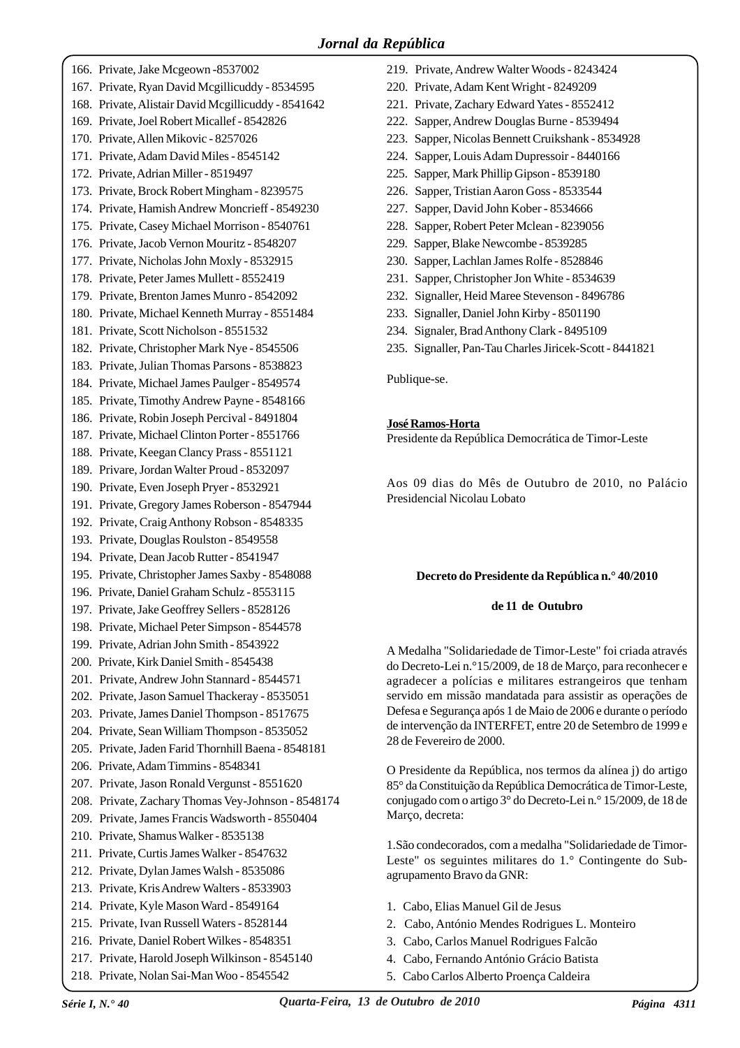166. Private, Jake Mcgeown -8537002
167. Private, Ryan David Mcgillicuddy - 8534595
168. Private, Alistair David Mcgillicuddy - 8541642
169. Private, Joel Robert Micallef - 8542826
170. Private, Allen Mikovic - 8257026
171. Private, Adam David Miles - 8545142
172. Private, Adrian Miller - 8519497
173. Private, Brock Robert Mingham - 8239575
174. Private, Hamish Andrew Moncrieff - 8549230
175. Private, Casey Michael Morrison - 8540761
176. Private, Jacob Vernon Mouritz - 8548207
177. Private, Nicholas John Moxly - 8532915
178. Private, Peter James Mullett - 8552419
179. Private, Brenton James Munro - 8542092
180. Private, Michael Kenneth Murray - 8551484
181. Private, Scott Nicholson - 8551532
182. Private, Christopher Mark Nye - 8545506
183. Private, Julian Thomas Parsons - 8538823
184. Private, Michael James Paulger - 8549574
185. Private, Timothy Andrew Payne - 8548166
186. Private, Robin Joseph Percival - 8491804
187. Private, Michael Clinton Porter - 8551766
188. Private, Keegan Clancy Prass - 8551121
189. Privare, Jordan Walter Proud - 8532097
190. Private, Even Joseph Pryer - 8532921
191. Private, Gregory James Roberson - 8547944
192. Private, Craig Anthony Robson - 8548335
193. Private, Douglas Roulston - 8549558
194. Private, Dean Jacob Rutter - 8541947
195. Private, Christopher James Saxby - 8548088
196. Private, Daniel Graham Schulz - 8553115
197. Private, Jake Geoffrey Sellers - 8528126
198. Private, Michael Peter Simpson - 8544578
199. Private, Adrian John Smith - 8543922
200. Private, Kirk Daniel Smith - 8545438
201. Private, Andrew John Stannard - 8544571
202. Private, Jason Samuel Thackeray - 8535051
203. Private, James Daniel Thompson - 8517675
204. Private, Sean William Thompson - 8535052
205. Private, Jaden Farid Thornhill Baena - 8548181
206. Private, Adam Timmins - 8548341
207. Private, Jason Ronald Vergunst - 8551620
208. Private, Zachary Thomas Vey-Johnson - 8548174
209. Private, James Francis Wadsworth - 8550404
210. Private, Shamus Walker - 8535138
211. Private, Curtis James Walker - 8547632
212. Private, Dylan James Walsh - 8535086
213. Private, Kris Andrew Walters - 8533903
214. Private, Kyle Mason Ward - 8549164
215. Private, Ivan Russell Waters - 8528144
216. Private, Daniel Robert Wilkes - 8548351
217. Private, Harold Joseph Wilkinson - 8545140
218. Private, Nolan Sai-Man Woo - 8545542
219. Private, Andrew Walter Woods - 8243424
220. Private, Adam Kent Wright - 8249209
221. Private, Zachary Edward Yates - 8552412
222. Sapper, Andrew Douglas Burne - 8539494
223. Sapper, Nicolas Bennett Cruikshank - 8534928
224. Sapper, Louis Adam Dupressoir - 8440166
225. Sapper, Mark Phillip Gipson - 8539180
226. Sapper, Tristian Aaron Goss - 8533544
227. Sapper, David John Kober - 8534666
228. Sapper, Robert Peter Mclean - 8239056
229. Sapper, Blake Newcombe - 8539285
230. Sapper, Lachlan James Rolfe - 8528846
231. Sapper, Christopher Jon White - 8534639
232. Signaller, Heid Maree Stevenson - 8496786
233. Signaller, Daniel John Kirby - 8501190
234. Signaler, Brad Anthony Clark - 8495109
235. Signaller, Pan-Tau Charles Jiricek-Scott - 8441821

Publique-se.

**José Ramos-Horta**
Presidente da República Democrática de Timor-Leste

Aos 09 dias do Mês de Outubro de 2010, no Palácio Presidencial Nicolau Lobato

**Decreto do Presidente da República n.° 40/2010**

**de 11 de Outubro**

A Medalha "Solidariedade de Timor-Leste" foi criada através do Decreto-Lei n.°15/2009, de 18 de Março, para reconhecer e agradecer a polícias e militares estrangeiros que tenham servido em missão mandatada para assistir as operações de Defesa e Segurança após 1 de Maio de 2006 e durante o período de intervenção da INTERFET, entre 20 de Setembro de 1999 e 28 de Fevereiro de 2000.

O Presidente da República, nos termos da alínea j) do artigo 85° da Constituição da República Democrática de Timor-Leste, conjugado com o artigo 3° do Decreto-Lei n.° 15/2009, de 18 de Março, decreta:

1.São condecorados, com a medalha "Solidariedade de Timor-Leste" os seguintes militares do 1.° Contingente do Sub-agrupamento Bravo da GNR:

1. Cabo, Elias Manuel Gil de Jesus
2. Cabo, António Mendes Rodrigues L. Monteiro
3. Cabo, Carlos Manuel Rodrigues Falcão
4. Cabo, Fernando António Grácio Batista
5. Cabo Carlos Alberto Proença Caldeira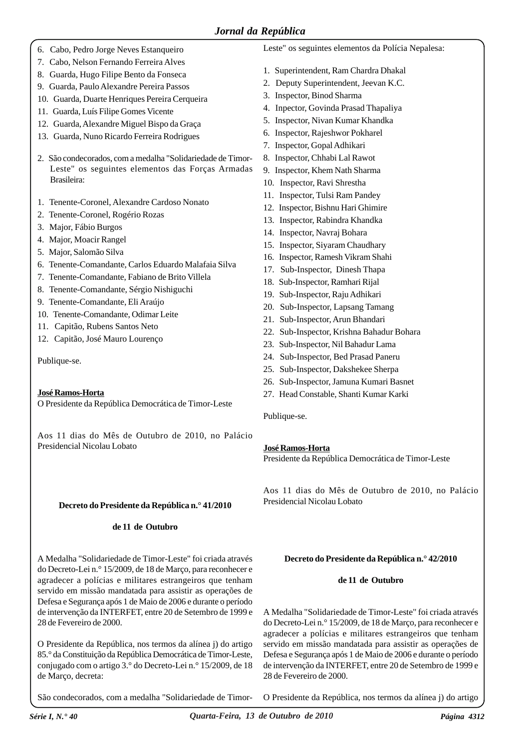6. Cabo, Pedro Jorge Neves Estanqueiro
7. Cabo, Nelson Fernando Ferreira Alves
8. Guarda, Hugo Filipe Bento da Fonseca
9. Guarda, Paulo Alexandre Pereira Passos
10. Guarda, Duarte Henriques Pereira Cerqueira
11. Guarda, Luís Filipe Gomes Vicente
12. Guarda, Alexandre Miguel Bispo da Graça
13. Guarda, Nuno Ricardo Ferreira Rodrigues

2. São condecorados, com a medalha "Solidariedade de Timor-Leste" os seguintes elementos das Forças Armadas Brasileira:

1. Tenente-Coronel, Alexandre Cardoso Nonato
2. Tenente-Coronel, Rogério Rozas
3. Major, Fábio Burgos
4. Major, Moacir Rangel
5. Major, Salomão Silva
6. Tenente-Comandante, Carlos Eduardo Malafaia Silva
7. Tenente-Comandante, Fabiano de Brito Villela
8. Tenente-Comandante, Sérgio Nishiguchi
9. Tenente-Comandante, Eli Araújo
10. Tenente-Comandante, Odimar Leite
11. Capitão, Rubens Santos Neto
12. Capitão, José Mauro Lourenço

Publique-se.

**José Ramos-Horta**
O Presidente da República Democrática de Timor-Leste

Aos 11 dias do Mês de Outubro de 2010, no Palácio Presidencial Nicolau Lobato

## Decreto do Presidente da República n.° 41/2010

### de 11 de Outubro

A Medalha "Solidariedade de Timor-Leste" foi criada através do Decreto-Lei n.° 15/2009, de 18 de Março, para reconhecer e agradecer a polícias e militares estrangeiros que tenham servido em missão mandatada para assistir as operações de Defesa e Segurança após 1 de Maio de 2006 e durante o período de intervenção da INTERFET, entre 20 de Setembro de 1999 e 28 de Fevereiro de 2000.

O Presidente da República, nos termos da alínea j) do artigo 85.° da Constituição da República Democrática de Timor-Leste, conjugado com o artigo 3.° do Decreto-Lei n.° 15/2009, de 18 de Março, decreta:

São condecorados, com a medalha "Solidariedade de Timor-Leste" os seguintes elementos da Polícia Nepalesa:

1. Superintendent, Ram Chardra Dhakal
2. Deputy Superintendent, Jeevan K.C.
3. Inspector, Binod Sharma
4. Inpector, Govinda Prasad Thapaliya
5. Inspector, Nivan Kumar Khandka
6. Inspector, Rajeshwor Pokharel
7. Inspector, Gopal Adhikari
8. Inspector, Chhabi Lal Rawot
9. Inspector, Khem Nath Sharma
10. Inspector, Ravi Shrestha
11. Inspector, Tulsi Ram Pandey
12. Inspector, Bishnu Hari Ghimire
13. Inspector, Rabindra Khandka
14. Inspector, Navraj Bohara
15. Inspector, Siyaram Chaudhary
16. Inspector, Ramesh Vikram Shahi
17. Sub-Inspector, Dinesh Thapa
18. Sub-Inspector, Ramhari Rijal
19. Sub-Inspector, Raju Adhikari
20. Sub-Inspector, Lapsang Tamang
21. Sub-Inspector, Arun Bhandari
22. Sub-Inspector, Krishna Bahadur Bohara
23. Sub-Inspector, Nil Bahadur Lama
24. Sub-Inspector, Bed Prasad Paneru
25. Sub-Inspector, Dakshekee Sherpa
26. Sub-Inspector, Jamuna Kumari Basnet
27. Head Constable, Shanti Kumar Karki

Publique-se.

**José Ramos-Horta**
Presidente da República Democrática de Timor-Leste

Aos 11 dias do Mês de Outubro de 2010, no Palácio Presidencial Nicolau Lobato

## Decreto do Presidente da República n.° 42/2010

### de 11 de Outubro

A Medalha "Solidariedade de Timor-Leste" foi criada através do Decreto-Lei n.° 15/2009, de 18 de Março, para reconhecer e agradecer a polícias e militares estrangeiros que tenham servido em missão mandatada para assistir as operações de Defesa e Segurança após 1 de Maio de 2006 e durante o período de intervenção da INTERFET, entre 20 de Setembro de 1999 e 28 de Fevereiro de 2000.

O Presidente da República, nos termos da alínea j) do artigo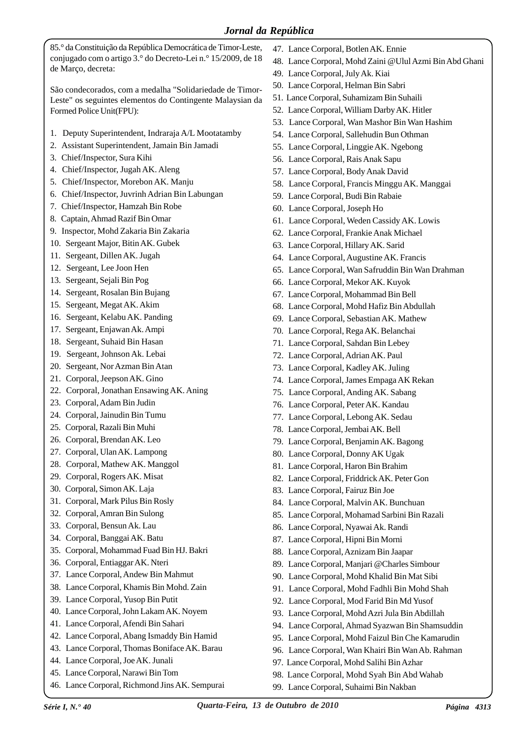85.° da Constituição da República Democrática de Timor-Leste, conjugado com o artigo 3.° do Decreto-Lei n.° 15/2009, de 18 de Março, decreta:

São condecorados, com a medalha "Solidariedade de Timor-Leste" os seguintes elementos do Contingente Malaysian da Formed Police Unit(FPU):

1. Deputy Superintendent, Indraraja A/L Mootatamby
2. Assistant Superintendent, Jamain Bin Jamadi
3. Chief/Inspector, Sura Kihi
4. Chief/Inspector, Jugah AK. Aleng
5. Chief/Inspector, Morebon AK. Manju
6. Chief/Inspector, Juvrinh Adrian Bin Labungan
7. Chief/Inspector, Hamzah Bin Robe
8. Captain, Ahmad Razif Bin Omar
9. Inspector, Mohd Zakaria Bin Zakaria
10. Sergeant Major, Bitin AK. Gubek
11. Sergeant, Dillen AK. Jugah
12. Sergeant, Lee Joon Hen
13. Sergeant, Sejali Bin Pog
14. Sergeant, Rosalan Bin Bujang
15. Sergeant, Megat AK. Akim
16. Sergeant, Kelabu AK. Panding
17. Sergeant, Enjawan Ak. Ampi
18. Sergeant, Suhaid Bin Hasan
19. Sergeant, Johnson Ak. Lebai
20. Sergeant, Nor Azman Bin Atan
21. Corporal, Jeepson AK. Gino
22. Corporal, Jonathan Ensawing AK. Aning
23. Corporal, Adam Bin Judin
24. Corporal, Jainudin Bin Tumu
25. Corporal, Razali Bin Muhi
26. Corporal, Brendan AK. Leo
27. Corporal, Ulan AK. Lampong
28. Corporal, Mathew AK. Manggol
29. Corporal, Rogers AK. Misat
30. Corporal, Simon AK. Laja
31. Corporal, Mark Pilus Bin Rosly
32. Corporal, Amran Bin Sulong
33. Corporal, Bensun Ak. Lau
34. Corporal, Banggai AK. Batu
35. Corporal, Mohammad Fuad Bin HJ. Bakri
36. Corporal, Entiaggar AK. Nteri
37. Lance Corporal, Andew Bin Mahmut
38. Lance Corporal, Khamis Bin Mohd. Zain
39. Lance Corporal, Yusop Bin Putit
40. Lance Corporal, John Lakam AK. Noyem
41. Lance Corporal, Afendi Bin Sahari
42. Lance Corporal, Abang Ismaddy Bin Hamid
43. Lance Corporal, Thomas Boniface AK. Barau
44. Lance Corporal, Joe AK. Junali
45. Lance Corporal, Narawi Bin Tom
46. Lance Corporal, Richmond Jins AK. Sempurai
47. Lance Corporal, Botlen AK. Ennie
48. Lance Corporal, Mohd Zaini @Ulul Azmi Bin Abd Ghani
49. Lance Corporal, July Ak. Kiai
50. Lance Corporal, Helman Bin Sabri
51. Lance Corporal, Suhamizam Bin Suhaili
52. Lance Corporal, William Darby AK. Hitler
53. Lance Corporal, Wan Mashor Bin Wan Hashim
54. Lance Corporal, Sallehudin Bun Othman
55. Lance Corporal, Linggie AK. Ngebong
56. Lance Corporal, Rais Anak Sapu
57. Lance Corporal, Body Anak David
58. Lance Corporal, Francis Minggu AK. Manggai
59. Lance Corporal, Budi Bin Rabaie
60. Lance Corporal, Joseph Ho
61. Lance Corporal, Weden Cassidy AK. Lowis
62. Lance Corporal, Frankie Anak Michael
63. Lance Corporal, Hillary AK. Sarid
64. Lance Corporal, Augustine AK. Francis
65. Lance Corporal, Wan Safruddin Bin Wan Drahman
66. Lance Corporal, Mekor AK. Kuyok
67. Lance Corporal, Mohammad Bin Bell
68. Lance Corporal, Mohd Hafiz Bin Abdullah
69. Lance Corporal, Sebastian AK. Mathew
70. Lance Corporal, Rega AK. Belanchai
71. Lance Corporal, Sahdan Bin Lebey
72. Lance Corporal, Adrian AK. Paul
73. Lance Corporal, Kadley AK. Juling
74. Lance Corporal, James Empaga AK Rekan
75. Lance Corporal, Anding AK. Sabang
76. Lance Corporal, Peter AK. Kandau
77. Lance Corporal, Lebong AK. Sedau
78. Lance Corporal, Jembai AK. Bell
79. Lance Corporal, Benjamin AK. Bagong
80. Lance Corporal, Donny AK Ugak
81. Lance Corporal, Haron Bin Brahim
82. Lance Corporal, Friddrick AK. Peter Gon
83. Lance Corporal, Fairuz Bin Joe
84. Lance Corporal, Malvin AK. Bunchuan
85. Lance Corporal, Mohamad Sarbini Bin Razali
86. Lance Corporal, Nyawai Ak. Randi
87. Lance Corporal, Hipni Bin Morni
88. Lance Corporal, Aznizam Bin Jaapar
89. Lance Corporal, Manjari @Charles Simbour
90. Lance Corporal, Mohd Khalid Bin Mat Sibi
91. Lance Corporal, Mohd Fadhli Bin Mohd Shah
92. Lance Corporal, Mod Farid Bin Md Yusof
93. Lance Corporal, Mohd Azri Jula Bin Abdillah
94. Lance Corporal, Ahmad Syazwan Bin Shamsuddin
95. Lance Corporal, Mohd Faizul Bin Che Kamarudin
96. Lance Corporal, Wan Khairi Bin Wan Ab. Rahman
97. Lance Corporal, Mohd Salihi Bin Azhar
98. Lance Corporal, Mohd Syah Bin Abd Wahab
99. Lance Corporal, Suhaimi Bin Nakban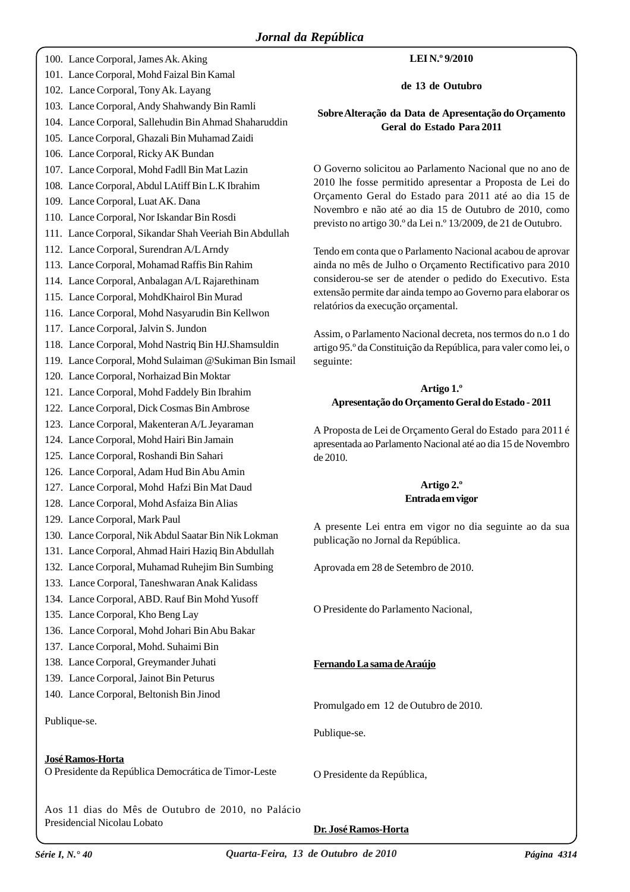100. Lance Corporal, James Ak. Aking
101. Lance Corporal, Mohd Faizal Bin Kamal
102. Lance Corporal, Tony Ak. Layang
103. Lance Corporal, Andy Shahwandy Bin Ramli
104. Lance Corporal, Sallehudin Bin Ahmad Shaharuddin
105. Lance Corporal, Ghazali Bin Muhamad Zaidi
106. Lance Corporal, Ricky AK Bundan
107. Lance Corporal, Mohd Fadll Bin Mat Lazin
108. Lance Corporal, Abdul LAtiff Bin L.K Ibrahim
109. Lance Corporal, Luat AK. Dana
110. Lance Corporal, Nor Iskandar Bin Rosdi
111. Lance Corporal, Sikandar Shah Veeriah Bin Abdullah
112. Lance Corporal, Surendran A/L Arndy
113. Lance Corporal, Mohamad Raffis Bin Rahim
114. Lance Corporal, Anbalagan A/L Rajarethinam
115. Lance Corporal, MohdKhairol Bin Murad
116. Lance Corporal, Mohd Nasyarudin Bin Kellwon
117. Lance Corporal, Jalvin S. Jundon
118. Lance Corporal, Mohd Nastriq Bin HJ.Shamsuldin
119. Lance Corporal, Mohd Sulaiman @Sukiman Bin Ismail
120. Lance Corporal, Norhaizad Bin Moktar
121. Lance Corporal, Mohd Faddely Bin Ibrahim
122. Lance Corporal, Dick Cosmas Bin Ambrose
123. Lance Corporal, Makenteran A/L Jeyaraman
124. Lance Corporal, Mohd Hairi Bin Jamain
125. Lance Corporal, Roshandi Bin Sahari
126. Lance Corporal, Adam Hud Bin Abu Amin
127. Lance Corporal, Mohd Hafzi Bin Mat Daud
128. Lance Corporal, Mohd Asfaiza Bin Alias
129. Lance Corporal, Mark Paul
130. Lance Corporal, Nik Abdul Saatar Bin Nik Lokman
131. Lance Corporal, Ahmad Hairi Haziq Bin Abdullah
132. Lance Corporal, Muhamad Ruhejim Bin Sumbing
133. Lance Corporal, Taneshwaran Anak Kalidass
134. Lance Corporal, ABD. Rauf Bin Mohd Yusoff
135. Lance Corporal, Kho Beng Lay
136. Lance Corporal, Mohd Johari Bin Abu Bakar
137. Lance Corporal, Mohd. Suhaimi Bin
138. Lance Corporal, Greymander Juhati
139. Lance Corporal, Jainot Bin Peturus
140. Lance Corporal, Beltonish Bin Jinod

Publique-se.

**José Ramos-Horta**
O Presidente da República Democrática de Timor-Leste

Aos 11 dias do Mês de Outubro de 2010, no Palácio Presidencial Nicolau Lobato

## LEI N.º 9/2010

### de 13 de Outubro

### Sobre Alteração da Data de Apresentação do Orçamento Geral do Estado Para 2011

O Governo solicitou ao Parlamento Nacional que no ano de 2010 lhe fosse permitido apresentar a Proposta de Lei do Orçamento Geral do Estado para 2011 até ao dia 15 de Novembro e não até ao dia 15 de Outubro de 2010, como previsto no artigo 30.º da Lei n.º 13/2009, de 21 de Outubro.

Tendo em conta que o Parlamento Nacional acabou de aprovar ainda no mês de Julho o Orçamento Rectificativo para 2010 considerou-se ser de atender o pedido do Executivo. Esta extensão permite dar ainda tempo ao Governo para elaborar os relatórios da execução orçamental.

Assim, o Parlamento Nacional decreta, nos termos do n.o 1 do artigo 95.º da Constituição da República, para valer como lei, o seguinte:

**Artigo 1.º**
**Apresentação do Orçamento Geral do Estado - 2011**

A Proposta de Lei de Orçamento Geral do Estado para 2011 é apresentada ao Parlamento Nacional até ao dia 15 de Novembro de 2010.

**Artigo 2.º**
**Entrada em vigor**

A presente Lei entra em vigor no dia seguinte ao da sua publicação no Jornal da República.

Aprovada em 28 de Setembro de 2010.

O Presidente do Parlamento Nacional,

**Fernando La sama de Araújo**

Promulgado em 12 de Outubro de 2010.

Publique-se.

O Presidente da República,

**Dr. José Ramos-Horta**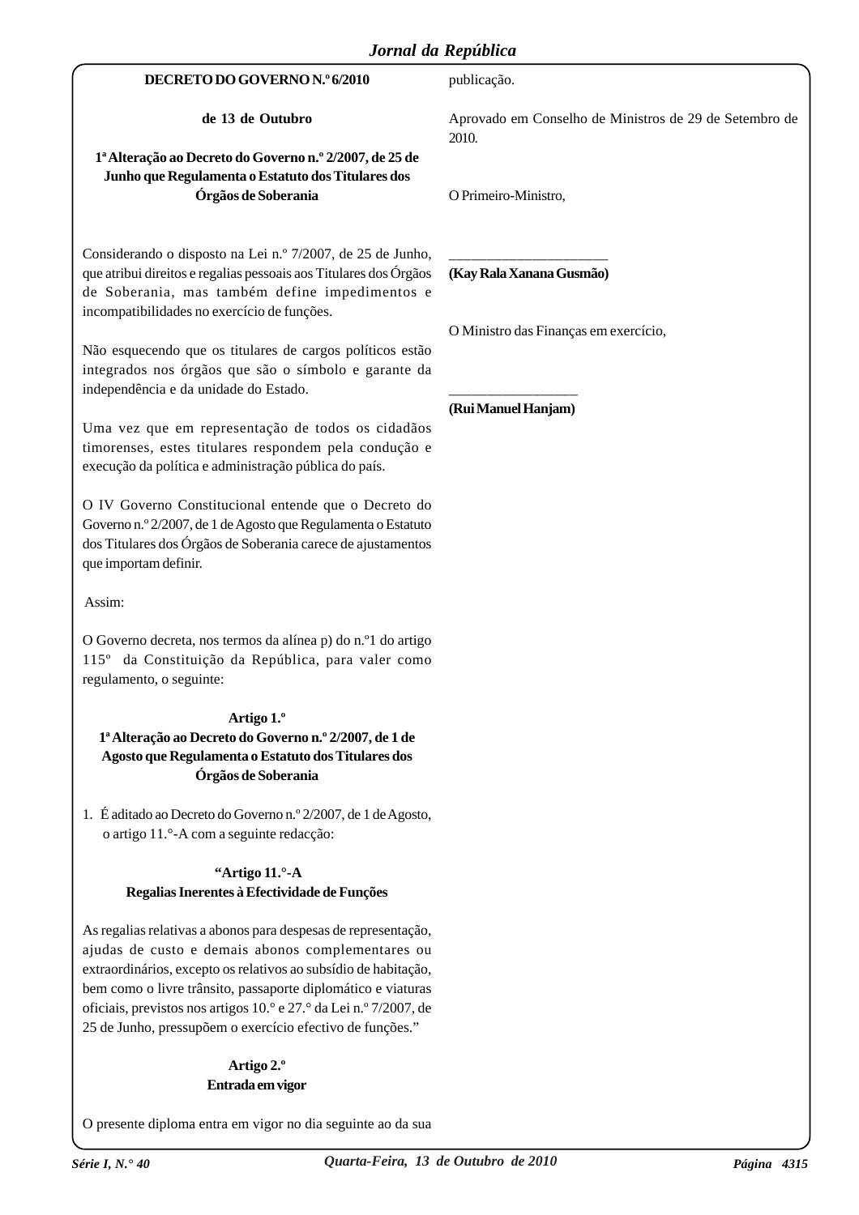**DECRETO DO GOVERNO N.º 6/2010**

**de 13 de Outubro**

**1ª Alteração ao Decreto do Governo n.º 2/2007, de 25 de Junho que Regulamenta o Estatuto dos Titulares dos Órgãos de Soberania**

Considerando o disposto na Lei n.º 7/2007, de 25 de Junho, que atribui direitos e regalias pessoais aos Titulares dos Órgãos de Soberania, mas também define impedimentos e incompatibilidades no exercício de funções.

Não esquecendo que os titulares de cargos políticos estão integrados nos órgãos que são o símbolo e garante da independência e da unidade do Estado.

Uma vez que em representação de todos os cidadãos timorenses, estes titulares respondem pela condução e execução da política e administração pública do país.

O IV Governo Constitucional entende que o Decreto do Governo n.º 2/2007, de 1 de Agosto que Regulamenta o Estatuto dos Titulares dos Órgãos de Soberania carece de ajustamentos que importam definir.

Assim:

O Governo decreta, nos termos da alínea p) do n.º1 do artigo 115º da Constituição da República, para valer como regulamento, o seguinte:

**Artigo 1.º**
**1ª Alteração ao Decreto do Governo n.º 2/2007, de 1 de Agosto que Regulamenta o Estatuto dos Titulares dos Órgãos de Soberania**

1. É aditado ao Decreto do Governo n.º 2/2007, de 1 de Agosto, o artigo 11.°-A com a seguinte redacção:

**"Artigo 11.°-A**
**Regalias Inerentes à Efectividade de Funções**

As regalias relativas a abonos para despesas de representação, ajudas de custo e demais abonos complementares ou extraordinários, excepto os relativos ao subsídio de habitação, bem como o livre trânsito, passaporte diplomático e viaturas oficiais, previstos nos artigos 10.° e 27.° da Lei n.º 7/2007, de 25 de Junho, pressupõem o exercício efectivo de funções."

**Artigo 2.º**
**Entrada em vigor**

O presente diploma entra em vigor no dia seguinte ao da sua publicação.

Aprovado em Conselho de Ministros de 29 de Setembro de 2010.

O Primeiro-Ministro,

_____________________

**(Kay Rala Xanana Gusmão)**

O Ministro das Finanças em exercício,

_________________

**(Rui Manuel Hanjam)**